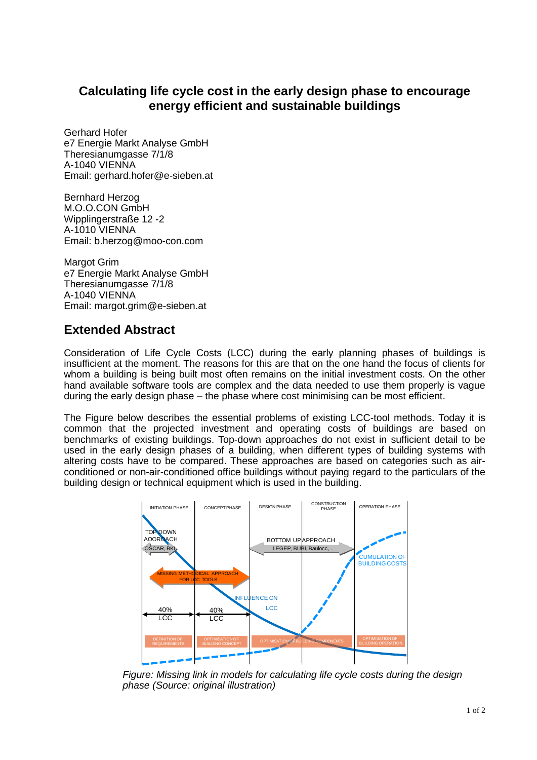# Calculating life cycle cost in the early design phase to encourage energy efficient and sustainable buildings

Gerhard Hofer
e7 Energie Markt Analyse GmbH
Theresianumgasse 7/1/8
A-1040 VIENNA
Email: gerhard.hofer@e-sieben.at

Bernhard Herzog
M.O.O.CON GmbH
Wipplingerstraße 12 -2
A-1010 VIENNA
Email: b.herzog@moo-con.com

Margot Grim
e7 Energie Markt Analyse GmbH
Theresianumgasse 7/1/8
A-1040 VIENNA
Email: margot.grim@e-sieben.at

## Extended Abstract

Consideration of Life Cycle Costs (LCC) during the early planning phases of buildings is insufficient at the moment. The reasons for this are that on the one hand the focus of clients for whom a building is being built most often remains on the initial investment costs. On the other hand available software tools are complex and the data needed to use them properly is vague during the early design phase – the phase where cost minimising can be most efficient.

The Figure below describes the essential problems of existing LCC-tool methods. Today it is common that the projected investment and operating costs of buildings are based on benchmarks of existing buildings. Top-down approaches do not exist in sufficient detail to be used in the early design phases of a building, when different types of building systems with altering costs have to be compared. These approaches are based on categories such as air-conditioned or non-air-conditioned office buildings without paying regard to the particulars of the building design or technical equipment which is used in the building.

*Figure: Missing link in models for calculating life cycle costs during the design phase (Source: original illustration)*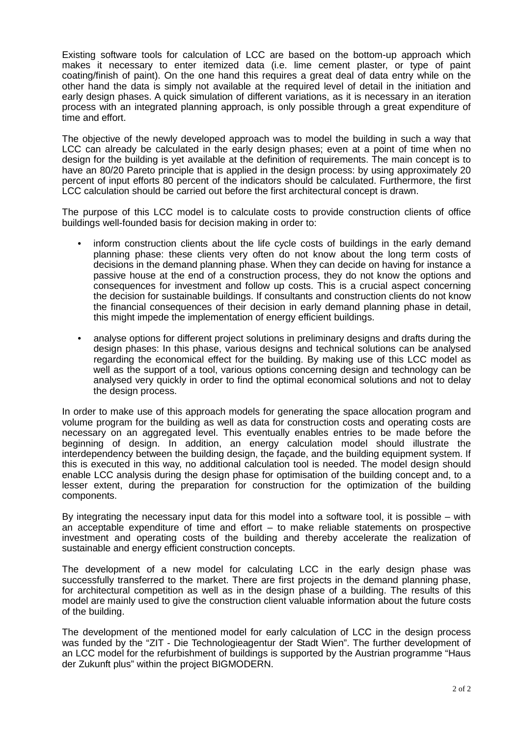Existing software tools for calculation of LCC are based on the bottom-up approach which makes it necessary to enter itemized data (i.e. lime cement plaster, or type of paint coating/finish of paint). On the one hand this requires a great deal of data entry while on the other hand the data is simply not available at the required level of detail in the initiation and early design phases. A quick simulation of different variations, as it is necessary in an iteration process with an integrated planning approach, is only possible through a great expenditure of time and effort.

The objective of the newly developed approach was to model the building in such a way that LCC can already be calculated in the early design phases; even at a point of time when no design for the building is yet available at the definition of requirements. The main concept is to have an 80/20 Pareto principle that is applied in the design process: by using approximately 20 percent of input efforts 80 percent of the indicators should be calculated. Furthermore, the first LCC calculation should be carried out before the first architectural concept is drawn.

The purpose of this LCC model is to calculate costs to provide construction clients of office buildings well-founded basis for decision making in order to:

- inform construction clients about the life cycle costs of buildings in the early demand planning phase: these clients very often do not know about the long term costs of decisions in the demand planning phase. When they can decide on having for instance a passive house at the end of a construction process, they do not know the options and consequences for investment and follow up costs. This is a crucial aspect concerning the decision for sustainable buildings. If consultants and construction clients do not know the financial consequences of their decision in early demand planning phase in detail, this might impede the implementation of energy efficient buildings.

- analyse options for different project solutions in preliminary designs and drafts during the design phases: In this phase, various designs and technical solutions can be analysed regarding the economical effect for the building. By making use of this LCC model as well as the support of a tool, various options concerning design and technology can be analysed very quickly in order to find the optimal economical solutions and not to delay the design process.

In order to make use of this approach models for generating the space allocation program and volume program for the building as well as data for construction costs and operating costs are necessary on an aggregated level. This eventually enables entries to be made before the beginning of design. In addition, an energy calculation model should illustrate the interdependency between the building design, the façade, and the building equipment system. If this is executed in this way, no additional calculation tool is needed. The model design should enable LCC analysis during the design phase for optimisation of the building concept and, to a lesser extent, during the preparation for construction for the optimization of the building components.

By integrating the necessary input data for this model into a software tool, it is possible – with an acceptable expenditure of time and effort – to make reliable statements on prospective investment and operating costs of the building and thereby accelerate the realization of sustainable and energy efficient construction concepts.

The development of a new model for calculating LCC in the early design phase was successfully transferred to the market. There are first projects in the demand planning phase, for architectural competition as well as in the design phase of a building. The results of this model are mainly used to give the construction client valuable information about the future costs of the building.

The development of the mentioned model for early calculation of LCC in the design process was funded by the "ZIT - Die Technologieagentur der Stadt Wien". The further development of an LCC model for the refurbishment of buildings is supported by the Austrian programme "Haus der Zukunft plus" within the project BIGMODERN.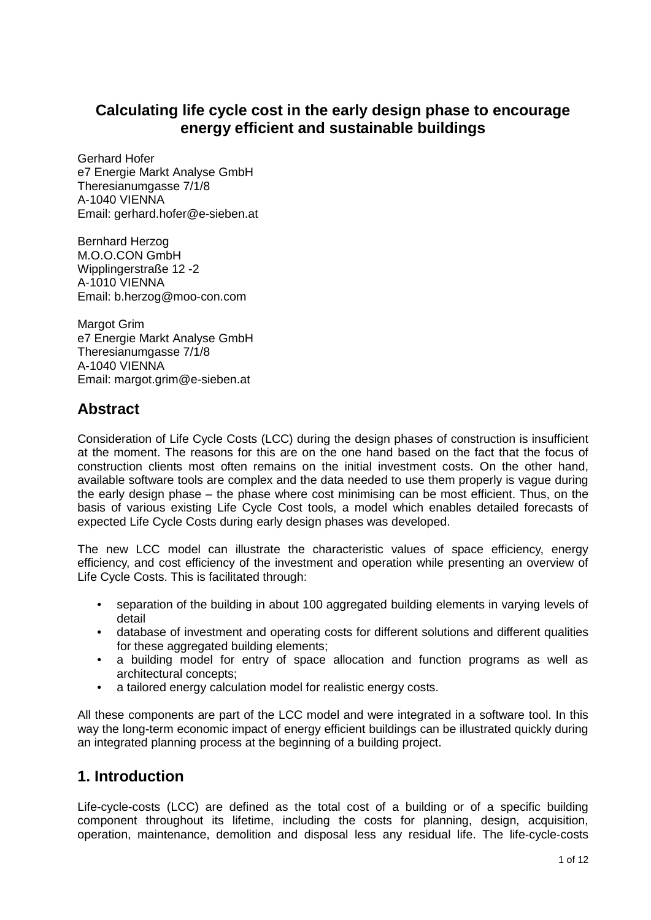# Calculating life cycle cost in the early design phase to encourage energy efficient and sustainable buildings

Gerhard Hofer
e7 Energie Markt Analyse GmbH
Theresianumgasse 7/1/8
A-1040 VIENNA
Email: gerhard.hofer@e-sieben.at

Bernhard Herzog
M.O.O.CON GmbH
Wipplingerstraße 12 -2
A-1010 VIENNA
Email: b.herzog@moo-con.com

Margot Grim
e7 Energie Markt Analyse GmbH
Theresianumgasse 7/1/8
A-1040 VIENNA
Email: margot.grim@e-sieben.at

## Abstract

Consideration of Life Cycle Costs (LCC) during the design phases of construction is insufficient at the moment. The reasons for this are on the one hand based on the fact that the focus of construction clients most often remains on the initial investment costs. On the other hand, available software tools are complex and the data needed to use them properly is vague during the early design phase – the phase where cost minimising can be most efficient. Thus, on the basis of various existing Life Cycle Cost tools, a model which enables detailed forecasts of expected Life Cycle Costs during early design phases was developed.

The new LCC model can illustrate the characteristic values of space efficiency, energy efficiency, and cost efficiency of the investment and operation while presenting an overview of Life Cycle Costs. This is facilitated through:

- separation of the building in about 100 aggregated building elements in varying levels of detail
- database of investment and operating costs for different solutions and different qualities for these aggregated building elements;
- a building model for entry of space allocation and function programs as well as architectural concepts;
- a tailored energy calculation model for realistic energy costs.

All these components are part of the LCC model and were integrated in a software tool. In this way the long-term economic impact of energy efficient buildings can be illustrated quickly during an integrated planning process at the beginning of a building project.

## 1. Introduction

Life-cycle-costs (LCC) are defined as the total cost of a building or of a specific building component throughout its lifetime, including the costs for planning, design, acquisition, operation, maintenance, demolition and disposal less any residual life. The life-cycle-costs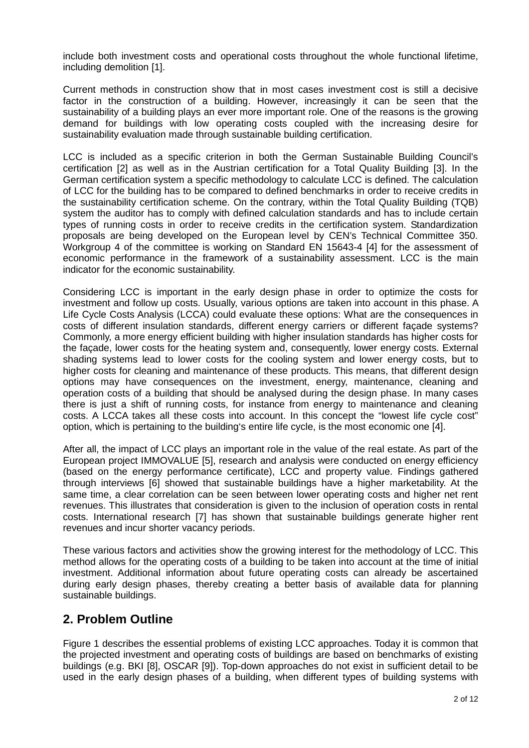include both investment costs and operational costs throughout the whole functional lifetime, including demolition [1].

Current methods in construction show that in most cases investment cost is still a decisive factor in the construction of a building. However, increasingly it can be seen that the sustainability of a building plays an ever more important role. One of the reasons is the growing demand for buildings with low operating costs coupled with the increasing desire for sustainability evaluation made through sustainable building certification.

LCC is included as a specific criterion in both the German Sustainable Building Council's certification [2] as well as in the Austrian certification for a Total Quality Building [3]. In the German certification system a specific methodology to calculate LCC is defined. The calculation of LCC for the building has to be compared to defined benchmarks in order to receive credits in the sustainability certification scheme. On the contrary, within the Total Quality Building (TQB) system the auditor has to comply with defined calculation standards and has to include certain types of running costs in order to receive credits in the certification system. Standardization proposals are being developed on the European level by CEN's Technical Committee 350. Workgroup 4 of the committee is working on Standard EN 15643-4 [4] for the assessment of economic performance in the framework of a sustainability assessment. LCC is the main indicator for the economic sustainability.

Considering LCC is important in the early design phase in order to optimize the costs for investment and follow up costs. Usually, various options are taken into account in this phase. A Life Cycle Costs Analysis (LCCA) could evaluate these options: What are the consequences in costs of different insulation standards, different energy carriers or different façade systems? Commonly, a more energy efficient building with higher insulation standards has higher costs for the façade, lower costs for the heating system and, consequently, lower energy costs. External shading systems lead to lower costs for the cooling system and lower energy costs, but to higher costs for cleaning and maintenance of these products. This means, that different design options may have consequences on the investment, energy, maintenance, cleaning and operation costs of a building that should be analysed during the design phase. In many cases there is just a shift of running costs, for instance from energy to maintenance and cleaning costs. A LCCA takes all these costs into account. In this concept the "lowest life cycle cost" option, which is pertaining to the building's entire life cycle, is the most economic one [4].

After all, the impact of LCC plays an important role in the value of the real estate. As part of the European project IMMOVALUE [5], research and analysis were conducted on energy efficiency (based on the energy performance certificate), LCC and property value. Findings gathered through interviews [6] showed that sustainable buildings have a higher marketability. At the same time, a clear correlation can be seen between lower operating costs and higher net rent revenues. This illustrates that consideration is given to the inclusion of operation costs in rental costs. International research [7] has shown that sustainable buildings generate higher rent revenues and incur shorter vacancy periods.

These various factors and activities show the growing interest for the methodology of LCC. This method allows for the operating costs of a building to be taken into account at the time of initial investment. Additional information about future operating costs can already be ascertained during early design phases, thereby creating a better basis of available data for planning sustainable buildings.

## 2. Problem Outline

Figure 1 describes the essential problems of existing LCC approaches. Today it is common that the projected investment and operating costs of buildings are based on benchmarks of existing buildings (e.g. BKI [8], OSCAR [9]). Top-down approaches do not exist in sufficient detail to be used in the early design phases of a building, when different types of building systems with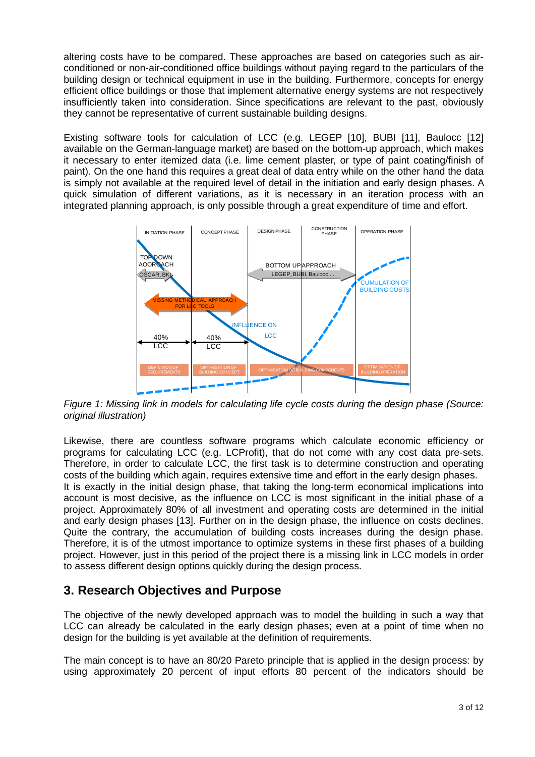altering costs have to be compared. These approaches are based on categories such as air-conditioned or non-air-conditioned office buildings without paying regard to the particulars of the building design or technical equipment in use in the building. Furthermore, concepts for energy efficient office buildings or those that implement alternative energy systems are not respectively insufficiently taken into consideration. Since specifications are relevant to the past, obviously they cannot be representative of current sustainable building designs.

Existing software tools for calculation of LCC (e.g. LEGEP [10], BUBI [11], Baulocc [12] available on the German-language market) are based on the bottom-up approach, which makes it necessary to enter itemized data (i.e. lime cement plaster, or type of paint coating/finish of paint). On the one hand this requires a great deal of data entry while on the other hand the data is simply not available at the required level of detail in the initiation and early design phases. A quick simulation of different variations, as it is necessary in an iteration process with an integrated planning approach, is only possible through a great expenditure of time and effort.

*Figure 1: Missing link in models for calculating life cycle costs during the design phase (Source: original illustration)*

Likewise, there are countless software programs which calculate economic efficiency or programs for calculating LCC (e.g. LCProfit), that do not come with any cost data pre-sets. Therefore, in order to calculate LCC, the first task is to determine construction and operating costs of the building which again, requires extensive time and effort in the early design phases.
It is exactly in the initial design phase, that taking the long-term economical implications into account is most decisive, as the influence on LCC is most significant in the initial phase of a project. Approximately 80% of all investment and operating costs are determined in the initial and early design phases [13]. Further on in the design phase, the influence on costs declines. Quite the contrary, the accumulation of building costs increases during the design phase. Therefore, it is of the utmost importance to optimize systems in these first phases of a building project. However, just in this period of the project there is a missing link in LCC models in order to assess different design options quickly during the design process.

## 3. Research Objectives and Purpose

The objective of the newly developed approach was to model the building in such a way that LCC can already be calculated in the early design phases; even at a point of time when no design for the building is yet available at the definition of requirements.

The main concept is to have an 80/20 Pareto principle that is applied in the design process: by using approximately 20 percent of input efforts 80 percent of the indicators should be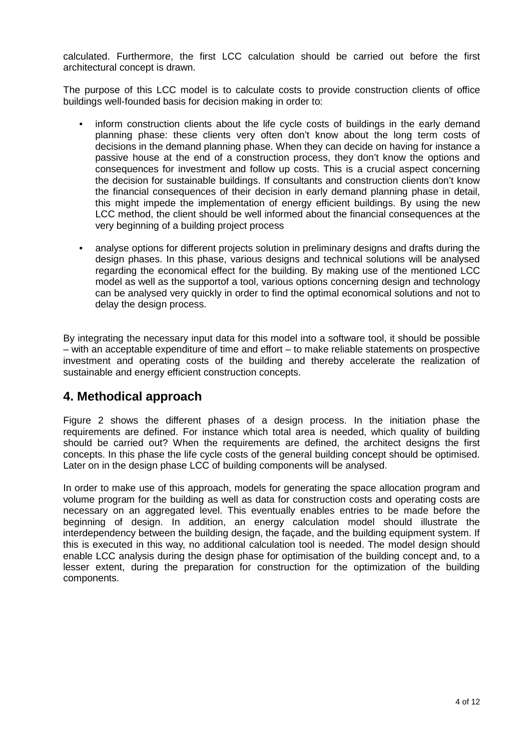calculated. Furthermore, the first LCC calculation should be carried out before the first architectural concept is drawn.

The purpose of this LCC model is to calculate costs to provide construction clients of office buildings well-founded basis for decision making in order to:

- inform construction clients about the life cycle costs of buildings in the early demand planning phase: these clients very often don't know about the long term costs of decisions in the demand planning phase. When they can decide on having for instance a passive house at the end of a construction process, they don't know the options and consequences for investment and follow up costs. This is a crucial aspect concerning the decision for sustainable buildings. If consultants and construction clients don't know the financial consequences of their decision in early demand planning phase in detail, this might impede the implementation of energy efficient buildings. By using the new LCC method, the client should be well informed about the financial consequences at the very beginning of a building project process
- analyse options for different projects solution in preliminary designs and drafts during the design phases. In this phase, various designs and technical solutions will be analysed regarding the economical effect for the building. By making use of the mentioned LCC model as well as the supportof a tool, various options concerning design and technology can be analysed very quickly in order to find the optimal economical solutions and not to delay the design process.

By integrating the necessary input data for this model into a software tool, it should be possible – with an acceptable expenditure of time and effort – to make reliable statements on prospective investment and operating costs of the building and thereby accelerate the realization of sustainable and energy efficient construction concepts.

## 4. Methodical approach

Figure 2 shows the different phases of a design process. In the initiation phase the requirements are defined. For instance which total area is needed, which quality of building should be carried out? When the requirements are defined, the architect designs the first concepts. In this phase the life cycle costs of the general building concept should be optimised. Later on in the design phase LCC of building components will be analysed.

In order to make use of this approach, models for generating the space allocation program and volume program for the building as well as data for construction costs and operating costs are necessary on an aggregated level. This eventually enables entries to be made before the beginning of design. In addition, an energy calculation model should illustrate the interdependency between the building design, the façade, and the building equipment system. If this is executed in this way, no additional calculation tool is needed. The model design should enable LCC analysis during the design phase for optimisation of the building concept and, to a lesser extent, during the preparation for construction for the optimization of the building components.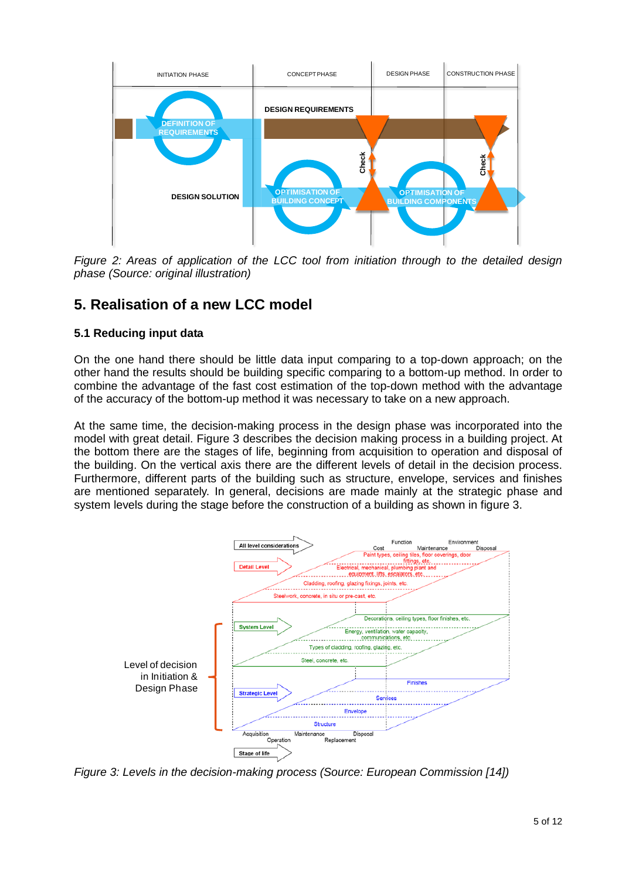*Figure 2: Areas of application of the LCC tool from initiation through to the detailed design phase (Source: original illustration)*

## 5. Realisation of a new LCC model

### 5.1 Reducing input data

On the one hand there should be little data input comparing to a top-down approach; on the other hand the results should be building specific comparing to a bottom-up method. In order to combine the advantage of the fast cost estimation of the top-down method with the advantage of the accuracy of the bottom-up method it was necessary to take on a new approach.

At the same time, the decision-making process in the design phase was incorporated into the model with great detail. Figure 3 describes the decision making process in a building project. At the bottom there are the stages of life, beginning from acquisition to operation and disposal of the building. On the vertical axis there are the different levels of detail in the decision process. Furthermore, different parts of the building such as structure, envelope, services and finishes are mentioned separately. In general, decisions are made mainly at the strategic phase and system levels during the stage before the construction of a building as shown in figure 3.

*Figure 3: Levels in the decision-making process (Source: European Commission [14])*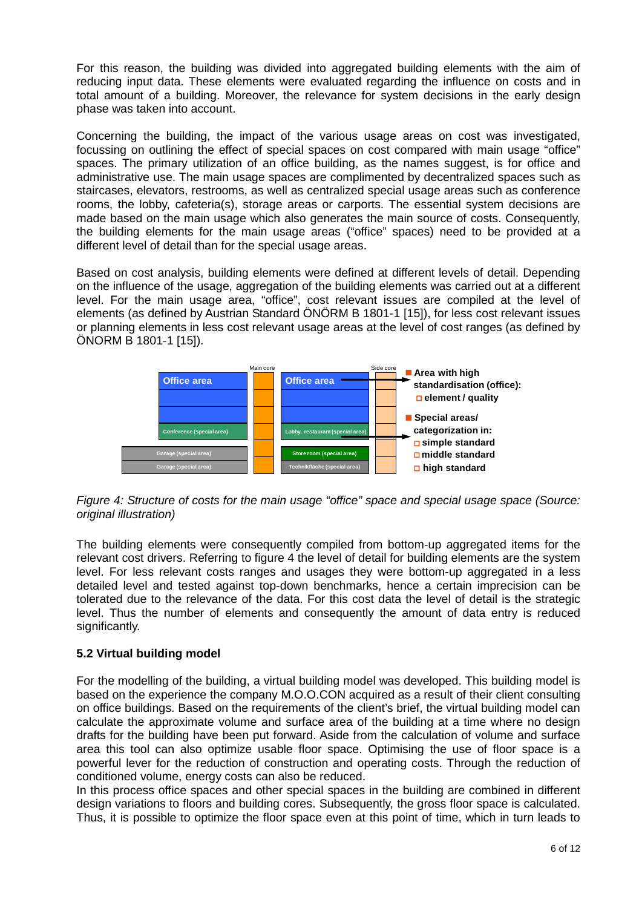For this reason, the building was divided into aggregated building elements with the aim of reducing input data. These elements were evaluated regarding the influence on costs and in total amount of a building. Moreover, the relevance for system decisions in the early design phase was taken into account.

Concerning the building, the impact of the various usage areas on cost was investigated, focussing on outlining the effect of special spaces on cost compared with main usage "office" spaces. The primary utilization of an office building, as the names suggest, is for office and administrative use. The main usage spaces are complimented by decentralized spaces such as staircases, elevators, restrooms, as well as centralized special usage areas such as conference rooms, the lobby, cafeteria(s), storage areas or carports. The essential system decisions are made based on the main usage which also generates the main source of costs. Consequently, the building elements for the main usage areas ("office" spaces) need to be provided at a different level of detail than for the special usage areas.

Based on cost analysis, building elements were defined at different levels of detail. Depending on the influence of the usage, aggregation of the building elements was carried out at a different level. For the main usage area, "office", cost relevant issues are compiled at the level of elements (as defined by Austrian Standard ÖNÖRM B 1801-1 [15]), for less cost relevant issues or planning elements in less cost relevant usage areas at the level of cost ranges (as defined by ÖNORM B 1801-1 [15]).

*Figure 4: Structure of costs for the main usage "office" space and special usage space (Source: original illustration)*

The building elements were consequently compiled from bottom-up aggregated items for the relevant cost drivers. Referring to figure 4 the level of detail for building elements are the system level. For less relevant costs ranges and usages they were bottom-up aggregated in a less detailed level and tested against top-down benchmarks, hence a certain imprecision can be tolerated due to the relevance of the data. For this cost data the level of detail is the strategic level. Thus the number of elements and consequently the amount of data entry is reduced significantly.

### 5.2 Virtual building model

For the modelling of the building, a virtual building model was developed. This building model is based on the experience the company M.O.O.CON acquired as a result of their client consulting on office buildings. Based on the requirements of the client's brief, the virtual building model can calculate the approximate volume and surface area of the building at a time where no design drafts for the building have been put forward. Aside from the calculation of volume and surface area this tool can also optimize usable floor space. Optimising the use of floor space is a powerful lever for the reduction of construction and operating costs. Through the reduction of conditioned volume, energy costs can also be reduced.
In this process office spaces and other special spaces in the building are combined in different design variations to floors and building cores. Subsequently, the gross floor space is calculated. Thus, it is possible to optimize the floor space even at this point of time, which in turn leads to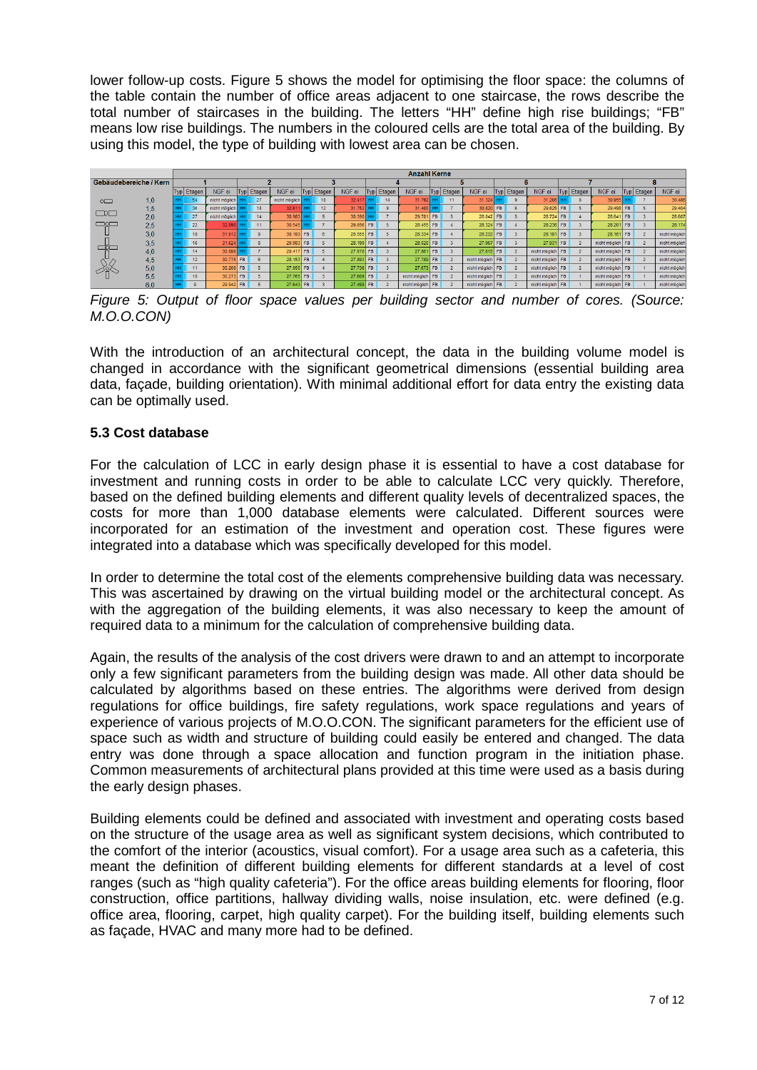lower follow-up costs. Figure 5 shows the model for optimising the floor space: the columns of the table contain the number of office areas adjacent to one staircase, the rows describe the total number of staircases in the building. The letters "HH" define high rise buildings; "FB" means low rise buildings. The numbers in the coloured cells are the total area of the building. By using this model, the type of building with lowest area can be chosen.

| Gebäudebereiche / Kern | Anzahl Kerne | | | | | | | | | | | | | | | | | | | | | | | |
|---|---|---|---|---|---|---|---|---|---|---|---|---|---|---|---|---|---|---|---|---|---|---|---|---|
| | 1 | | | 2 | | | 3 | | | 4 | | | 5 | | | 6 | | | 7 | | | 8 | | |
| | Typ | Etagen | NGF oi | Typ | Etagen | NGF oi | Typ | Etagen | NGF oi | Typ | Etagen | NGF oi | Typ | Etagen | NGF oi | Typ | Etagen | NGF oi | Typ | Etagen | NGF oi | Typ | Etagen | NGF oi |
| 1,0 | HH | 54 | nicht möglich | HH | 27 | nicht möglich | HH | 18 | 32.417 | HH | 14 | 31.792 | HH | 11 | 31.324 | HH | 9 | 31.206 | HH | 8 | 30.955 | HH | 7 | 30.466 |
| 1,5 | HH | 36 | nicht möglich | HH | 18 | 32.611 | HH | 12 | 31.752 | HH | 9 | 31.400 | HH | 7 | 30.826 | FB | 6 | 29.625 | FB | 5 | 29.498 | FB | 5 | 29.404 |
| 2,0 | HH | 27 | nicht möglich | HH | 14 | 30.983 | HH | 9 | 30.358 | HH | 7 | 29.781 | FB | 5 | 28.842 | FB | 5 | 28.724 | FB | 4 | 28.641 | FB | 3 | 28.687 |
| 2,5 | HH | 22 | 32.880 | HH | 11 | 30.545 | HH | 7 | 29.856 | FB | 5 | 28.455 | FB | 4 | 28.324 | FB | 4 | 28.236 | FB | 3 | 28.201 | FB | 3 | 28.174 |
| 3,0 | HH | 18 | 31.912 | HH | 9 | 30.180 | FB | 6 | 28.555 | FB | 5 | 28.334 | FB | 4 | 28.232 | FB | 3 | 28.181 | FB | 3 | 28.161 | FB | 2 | nicht möglich |
| 3,5 | HH | 16 | 31.624 | HH | 8 | 29.983 | FB | 5 | 28.189 | FB | 4 | 28.020 | FB | 3 | 27.967 | FB | 3 | 27.831 | FB | 2 | nicht möglich | FB | 2 | nicht möglich |
| 4,0 | HH | 14 | 30.886 | HH | 7 | 29.417 | FB | 5 | 27.976 | FB | 3 | 27.861 | FB | 3 | 27.615 | FB | 2 | nicht möglich | FB | 2 | nicht möglich | FB | 2 | nicht möglich |
| 4,5 | HH | 12 | 30.775 | FB | 6 | 28.153 | FB | 4 | 27.893 | FB | 3 | 27.789 | FB | 2 | nicht möglich | FB | 2 | nicht möglich | FB | 2 | nicht möglich | FB | 2 | nicht möglich |
| 5,0 | HH | 11 | 30.260 | FB | 5 | 27.955 | FB | 4 | 27.736 | FB | 3 | 27.673 | FB | 2 | nicht möglich | FB | 2 | nicht möglich | FB | 2 | nicht möglich | FB | 1 | nicht möglich |
| 5,5 | HH | 10 | 30.273 | FB | 5 | 27.765 | FB | 3 | 27.609 | FB | 2 | nicht möglich | FB | 2 | nicht möglich | FB | 2 | nicht möglich | FB | 1 | nicht möglich | FB | 1 | nicht möglich |
| 6,0 | HH | 9 | 29.942 | FB | 5 | 27.643 | FB | 3 | 27.499 | FB | 2 | nicht möglich | FB | 2 | nicht möglich | FB | 2 | nicht möglich | FB | 1 | nicht möglich | FB | 1 | nicht möglich |

*Figure 5: Output of floor space values per building sector and number of cores. (Source: M.O.O.CON)*

With the introduction of an architectural concept, the data in the building volume model is changed in accordance with the significant geometrical dimensions (essential building area data, façade, building orientation). With minimal additional effort for data entry the existing data can be optimally used.

### 5.3 Cost database

For the calculation of LCC in early design phase it is essential to have a cost database for investment and running costs in order to be able to calculate LCC very quickly. Therefore, based on the defined building elements and different quality levels of decentralized spaces, the costs for more than 1,000 database elements were calculated. Different sources were incorporated for an estimation of the investment and operation cost. These figures were integrated into a database which was specifically developed for this model.

In order to determine the total cost of the elements comprehensive building data was necessary. This was ascertained by drawing on the virtual building model or the architectural concept. As with the aggregation of the building elements, it was also necessary to keep the amount of required data to a minimum for the calculation of comprehensive building data.

Again, the results of the analysis of the cost drivers were drawn to and an attempt to incorporate only a few significant parameters from the building design was made. All other data should be calculated by algorithms based on these entries. The algorithms were derived from design regulations for office buildings, fire safety regulations, work space regulations and years of experience of various projects of M.O.O.CON. The significant parameters for the efficient use of space such as width and structure of building could easily be entered and changed. The data entry was done through a space allocation and function program in the initiation phase. Common measurements of architectural plans provided at this time were used as a basis during the early design phases.

Building elements could be defined and associated with investment and operating costs based on the structure of the usage area as well as significant system decisions, which contributed to the comfort of the interior (acoustics, visual comfort). For a usage area such as a cafeteria, this meant the definition of different building elements for different standards at a level of cost ranges (such as "high quality cafeteria"). For the office areas building elements for flooring, floor construction, office partitions, hallway dividing walls, noise insulation, etc. were defined (e.g. office area, flooring, carpet, high quality carpet). For the building itself, building elements such as façade, HVAC and many more had to be defined.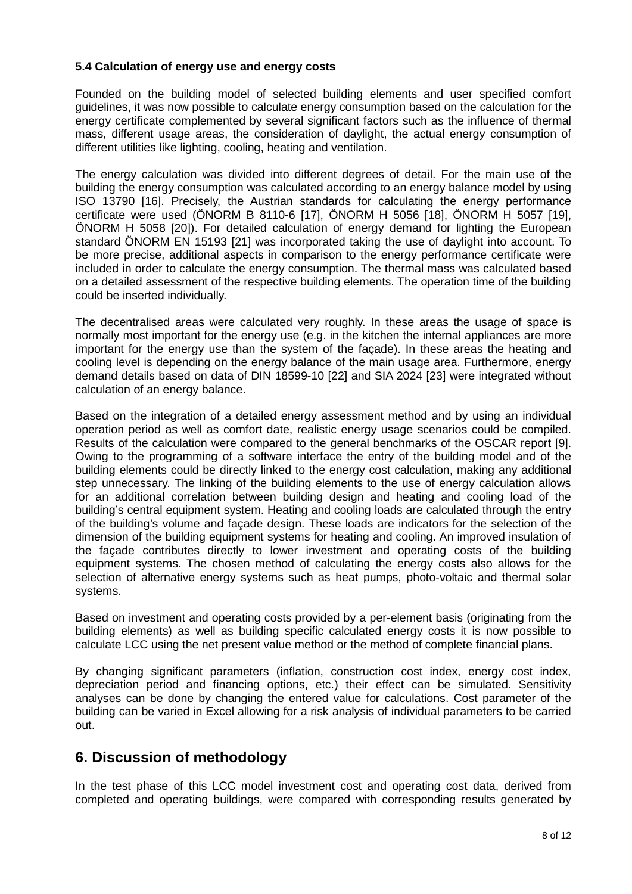### 5.4 Calculation of energy use and energy costs

Founded on the building model of selected building elements and user specified comfort guidelines, it was now possible to calculate energy consumption based on the calculation for the energy certificate complemented by several significant factors such as the influence of thermal mass, different usage areas, the consideration of daylight, the actual energy consumption of different utilities like lighting, cooling, heating and ventilation.

The energy calculation was divided into different degrees of detail. For the main use of the building the energy consumption was calculated according to an energy balance model by using ISO 13790 [16]. Precisely, the Austrian standards for calculating the energy performance certificate were used (ÖNORM B 8110-6 [17], ÖNORM H 5056 [18], ÖNORM H 5057 [19], ÖNORM H 5058 [20]). For detailed calculation of energy demand for lighting the European standard ÖNORM EN 15193 [21] was incorporated taking the use of daylight into account. To be more precise, additional aspects in comparison to the energy performance certificate were included in order to calculate the energy consumption. The thermal mass was calculated based on a detailed assessment of the respective building elements. The operation time of the building could be inserted individually.

The decentralised areas were calculated very roughly. In these areas the usage of space is normally most important for the energy use (e.g. in the kitchen the internal appliances are more important for the energy use than the system of the façade). In these areas the heating and cooling level is depending on the energy balance of the main usage area. Furthermore, energy demand details based on data of DIN 18599-10 [22] and SIA 2024 [23] were integrated without calculation of an energy balance.

Based on the integration of a detailed energy assessment method and by using an individual operation period as well as comfort date, realistic energy usage scenarios could be compiled. Results of the calculation were compared to the general benchmarks of the OSCAR report [9]. Owing to the programming of a software interface the entry of the building model and of the building elements could be directly linked to the energy cost calculation, making any additional step unnecessary. The linking of the building elements to the use of energy calculation allows for an additional correlation between building design and heating and cooling load of the building's central equipment system. Heating and cooling loads are calculated through the entry of the building's volume and façade design. These loads are indicators for the selection of the dimension of the building equipment systems for heating and cooling. An improved insulation of the façade contributes directly to lower investment and operating costs of the building equipment systems. The chosen method of calculating the energy costs also allows for the selection of alternative energy systems such as heat pumps, photo-voltaic and thermal solar systems.

Based on investment and operating costs provided by a per-element basis (originating from the building elements) as well as building specific calculated energy costs it is now possible to calculate LCC using the net present value method or the method of complete financial plans.

By changing significant parameters (inflation, construction cost index, energy cost index, depreciation period and financing options, etc.) their effect can be simulated. Sensitivity analyses can be done by changing the entered value for calculations. Cost parameter of the building can be varied in Excel allowing for a risk analysis of individual parameters to be carried out.

## 6. Discussion of methodology

In the test phase of this LCC model investment cost and operating cost data, derived from completed and operating buildings, were compared with corresponding results generated by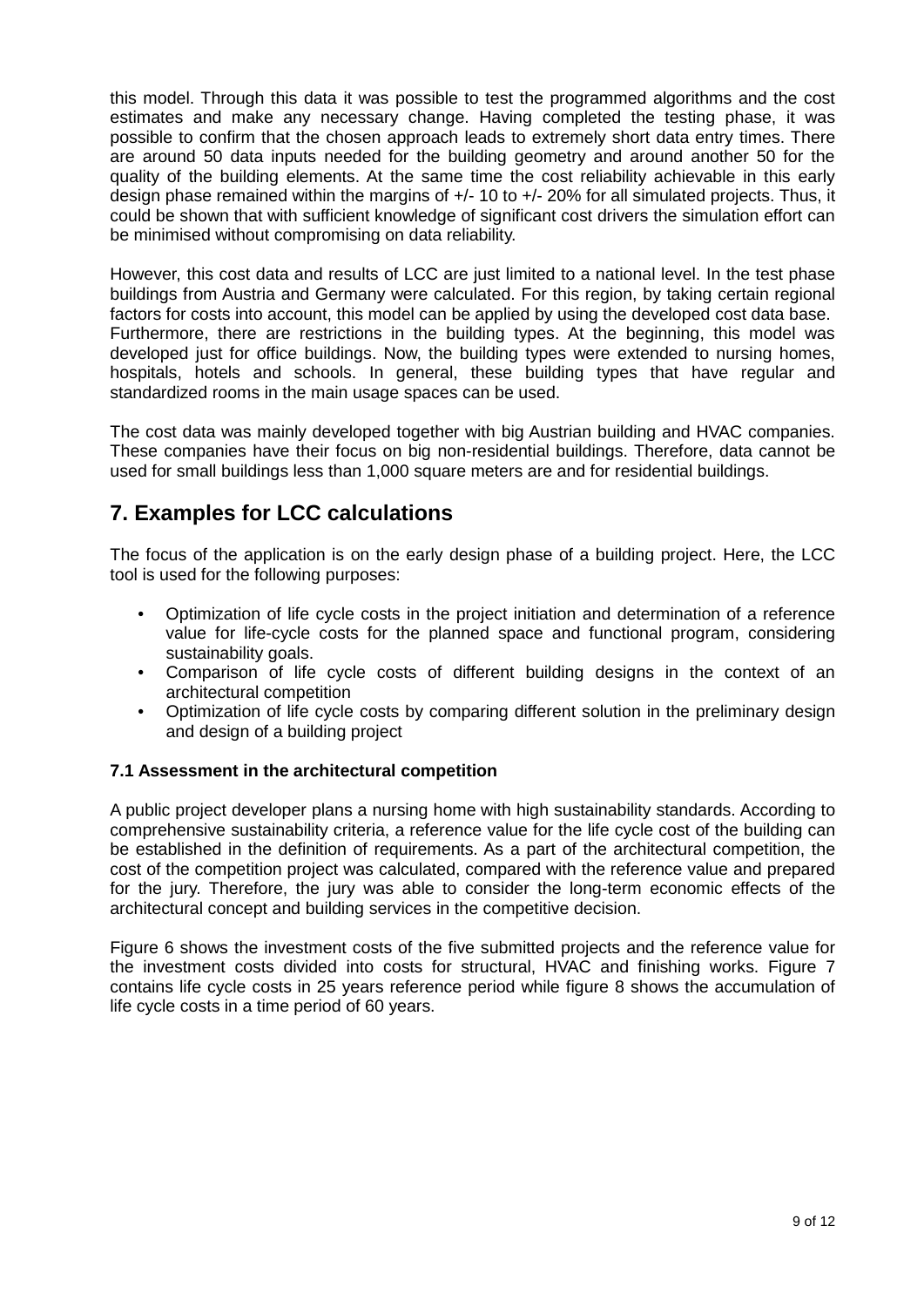this model. Through this data it was possible to test the programmed algorithms and the cost estimates and make any necessary change. Having completed the testing phase, it was possible to confirm that the chosen approach leads to extremely short data entry times. There are around 50 data inputs needed for the building geometry and around another 50 for the quality of the building elements. At the same time the cost reliability achievable in this early design phase remained within the margins of +/- 10 to +/- 20% for all simulated projects. Thus, it could be shown that with sufficient knowledge of significant cost drivers the simulation effort can be minimised without compromising on data reliability.

However, this cost data and results of LCC are just limited to a national level. In the test phase buildings from Austria and Germany were calculated. For this region, by taking certain regional factors for costs into account, this model can be applied by using the developed cost data base. Furthermore, there are restrictions in the building types. At the beginning, this model was developed just for office buildings. Now, the building types were extended to nursing homes, hospitals, hotels and schools. In general, these building types that have regular and standardized rooms in the main usage spaces can be used.

The cost data was mainly developed together with big Austrian building and HVAC companies. These companies have their focus on big non-residential buildings. Therefore, data cannot be used for small buildings less than 1,000 square meters are and for residential buildings.

## 7. Examples for LCC calculations

The focus of the application is on the early design phase of a building project. Here, the LCC tool is used for the following purposes:

- Optimization of life cycle costs in the project initiation and determination of a reference value for life-cycle costs for the planned space and functional program, considering sustainability goals.
- Comparison of life cycle costs of different building designs in the context of an architectural competition
- Optimization of life cycle costs by comparing different solution in the preliminary design and design of a building project

### 7.1 Assessment in the architectural competition

A public project developer plans a nursing home with high sustainability standards. According to comprehensive sustainability criteria, a reference value for the life cycle cost of the building can be established in the definition of requirements. As a part of the architectural competition, the cost of the competition project was calculated, compared with the reference value and prepared for the jury. Therefore, the jury was able to consider the long-term economic effects of the architectural concept and building services in the competitive decision.

Figure 6 shows the investment costs of the five submitted projects and the reference value for the investment costs divided into costs for structural, HVAC and finishing works. Figure 7 contains life cycle costs in 25 years reference period while figure 8 shows the accumulation of life cycle costs in a time period of 60 years.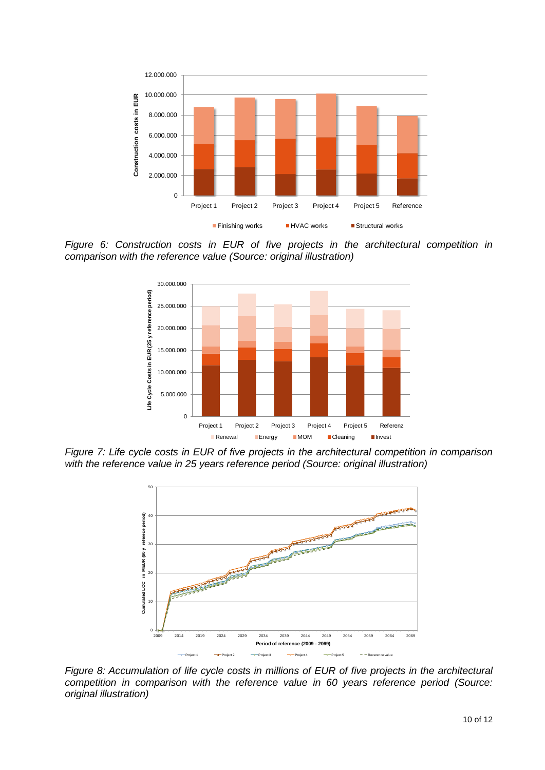*Figure 6: Construction costs in EUR of five projects in the architectural competition in comparison with the reference value (Source: original illustration)*

*Figure 7: Life cycle costs in EUR of five projects in the architectural competition in comparison with the reference value in 25 years reference period (Source: original illustration)*

*Figure 8: Accumulation of life cycle costs in millions of EUR of five projects in the architectural competition in comparison with the reference value in 60 years reference period (Source: original illustration)*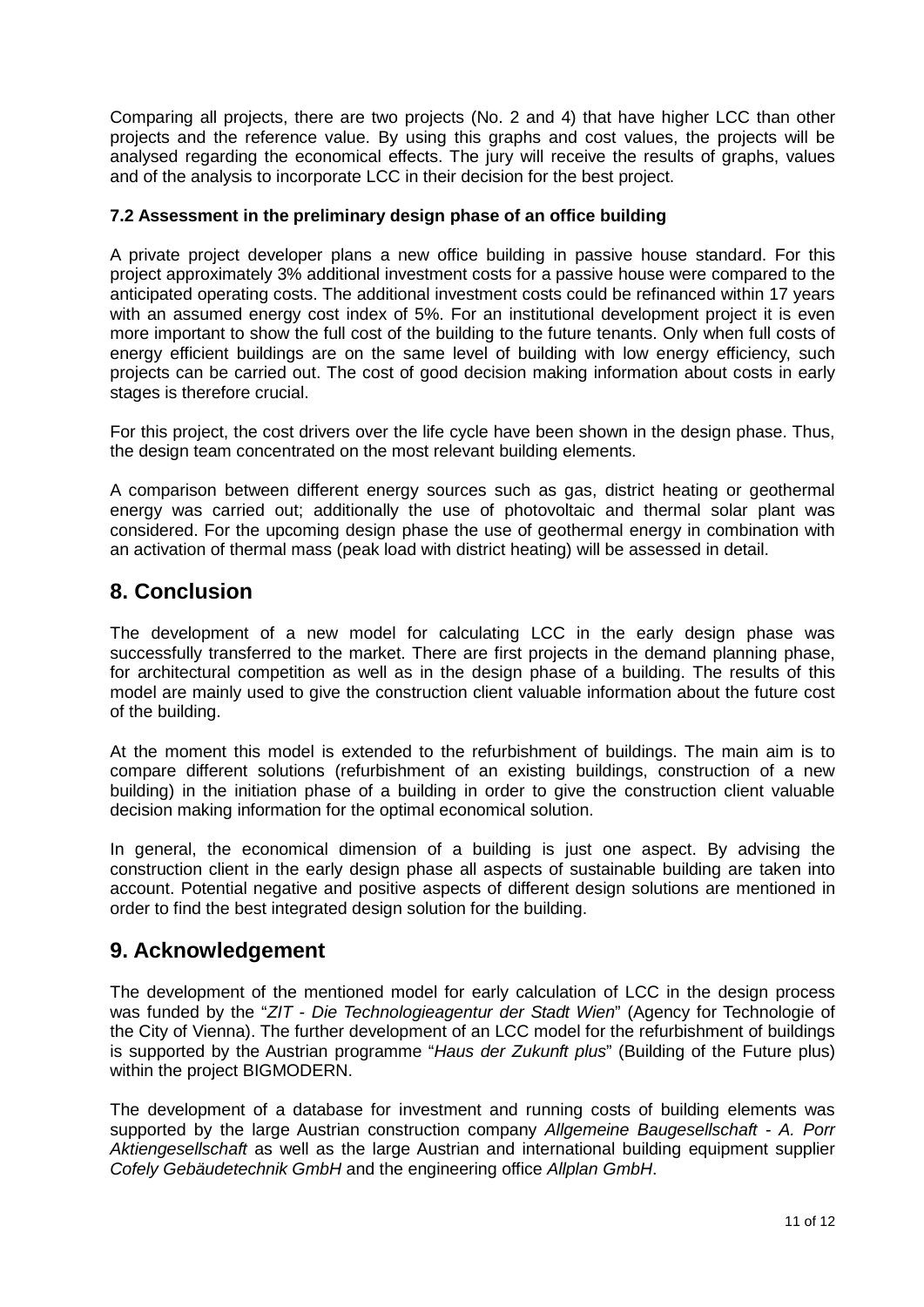Comparing all projects, there are two projects (No. 2 and 4) that have higher LCC than other projects and the reference value. By using this graphs and cost values, the projects will be analysed regarding the economical effects. The jury will receive the results of graphs, values and of the analysis to incorporate LCC in their decision for the best project.

### 7.2 Assessment in the preliminary design phase of an office building

A private project developer plans a new office building in passive house standard. For this project approximately 3% additional investment costs for a passive house were compared to the anticipated operating costs. The additional investment costs could be refinanced within 17 years with an assumed energy cost index of 5%. For an institutional development project it is even more important to show the full cost of the building to the future tenants. Only when full costs of energy efficient buildings are on the same level of building with low energy efficiency, such projects can be carried out. The cost of good decision making information about costs in early stages is therefore crucial.

For this project, the cost drivers over the life cycle have been shown in the design phase. Thus, the design team concentrated on the most relevant building elements.

A comparison between different energy sources such as gas, district heating or geothermal energy was carried out; additionally the use of photovoltaic and thermal solar plant was considered. For the upcoming design phase the use of geothermal energy in combination with an activation of thermal mass (peak load with district heating) will be assessed in detail.

## 8. Conclusion

The development of a new model for calculating LCC in the early design phase was successfully transferred to the market. There are first projects in the demand planning phase, for architectural competition as well as in the design phase of a building. The results of this model are mainly used to give the construction client valuable information about the future cost of the building.

At the moment this model is extended to the refurbishment of buildings. The main aim is to compare different solutions (refurbishment of an existing buildings, construction of a new building) in the initiation phase of a building in order to give the construction client valuable decision making information for the optimal economical solution.

In general, the economical dimension of a building is just one aspect. By advising the construction client in the early design phase all aspects of sustainable building are taken into account. Potential negative and positive aspects of different design solutions are mentioned in order to find the best integrated design solution for the building.

## 9. Acknowledgement

The development of the mentioned model for early calculation of LCC in the design process was funded by the "*ZIT - Die Technologieagentur der Stadt Wien*" (Agency for Technologie of the City of Vienna). The further development of an LCC model for the refurbishment of buildings is supported by the Austrian programme "*Haus der Zukunft plus*" (Building of the Future plus) within the project BIGMODERN.

The development of a database for investment and running costs of building elements was supported by the large Austrian construction company *Allgemeine Baugesellschaft - A. Porr Aktiengesellschaft* as well as the large Austrian and international building equipment supplier *Cofely Gebäudetechnik GmbH* and the engineering office *Allplan GmbH*.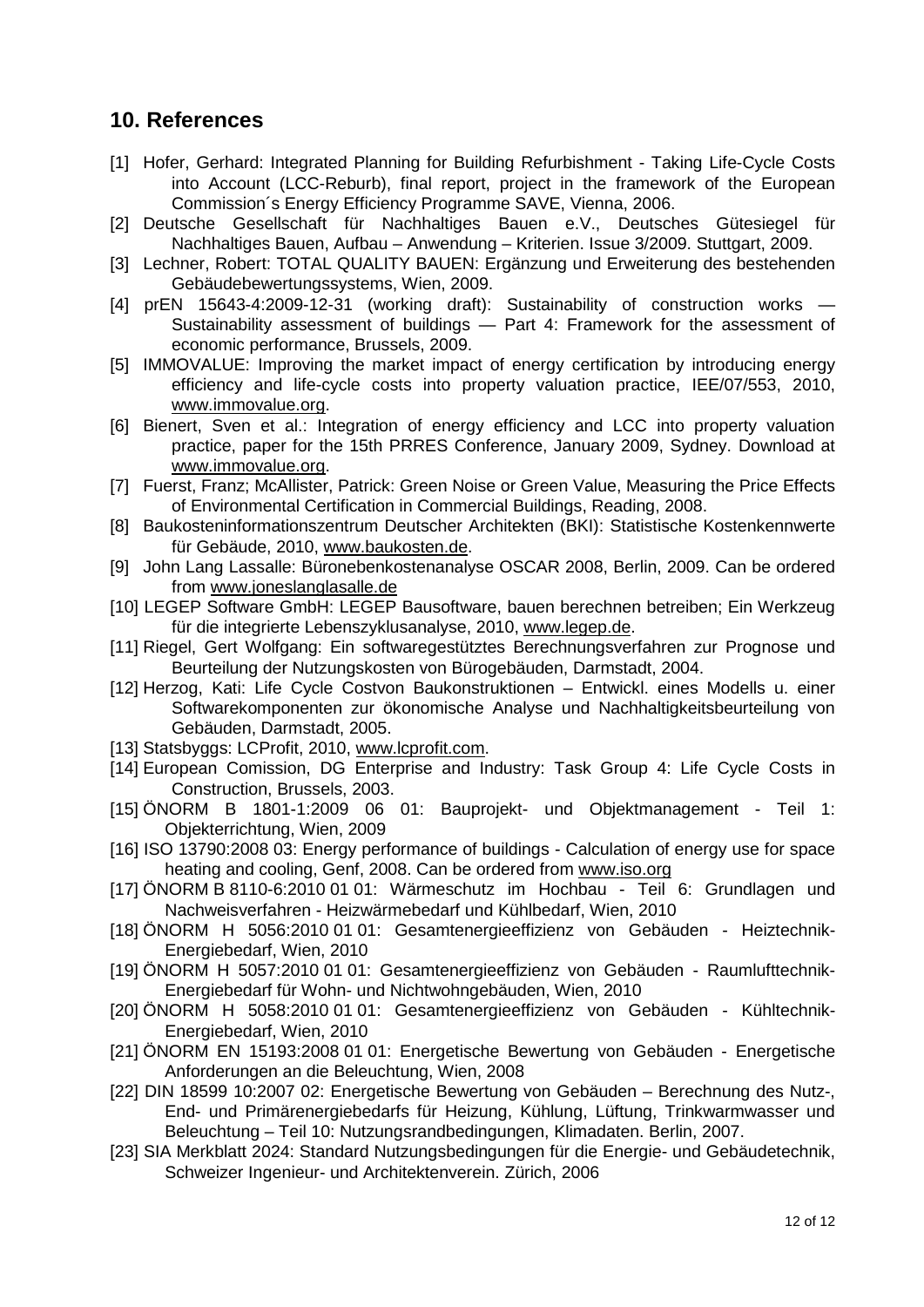## 10. References

[1] Hofer, Gerhard: Integrated Planning for Building Refurbishment - Taking Life-Cycle Costs into Account (LCC-Reburb), final report, project in the framework of the European Commission´s Energy Efficiency Programme SAVE, Vienna, 2006.

[2] Deutsche Gesellschaft für Nachhaltiges Bauen e.V., Deutsches Gütesiegel für Nachhaltiges Bauen, Aufbau – Anwendung – Kriterien. Issue 3/2009. Stuttgart, 2009.

[3] Lechner, Robert: TOTAL QUALITY BAUEN: Ergänzung und Erweiterung des bestehenden Gebäudebewertungssystems, Wien, 2009.

[4] prEN 15643-4:2009-12-31 (working draft): Sustainability of construction works — Sustainability assessment of buildings — Part 4: Framework for the assessment of economic performance, Brussels, 2009.

[5] IMMOVALUE: Improving the market impact of energy certification by introducing energy efficiency and life-cycle costs into property valuation practice, IEE/07/553, 2010, www.immovalue.org.

[6] Bienert, Sven et al.: Integration of energy efficiency and LCC into property valuation practice, paper for the 15th PRRES Conference, January 2009, Sydney. Download at www.immovalue.org.

[7] Fuerst, Franz; McAllister, Patrick: Green Noise or Green Value, Measuring the Price Effects of Environmental Certification in Commercial Buildings, Reading, 2008.

[8] Baukosteninformationszentrum Deutscher Architekten (BKI): Statistische Kostenkennwerte für Gebäude, 2010, www.baukosten.de.

[9] John Lang Lassalle: Büronebenkostenanalyse OSCAR 2008, Berlin, 2009. Can be ordered from www.joneslanglasalle.de

[10] LEGEP Software GmbH: LEGEP Bausoftware, bauen berechnen betreiben; Ein Werkzeug für die integrierte Lebenszyklusanalyse, 2010, www.legep.de.

[11] Riegel, Gert Wolfgang: Ein softwaregestütztes Berechnungsverfahren zur Prognose und Beurteilung der Nutzungskosten von Bürogebäuden, Darmstadt, 2004.

[12] Herzog, Kati: Life Cycle Costvon Baukonstruktionen – Entwickl. eines Modells u. einer Softwarekomponenten zur ökonomische Analyse und Nachhaltigkeitsbeurteilung von Gebäuden, Darmstadt, 2005.

[13] Statsbyggs: LCProfit, 2010, www.lcprofit.com.

[14] European Comission, DG Enterprise and Industry: Task Group 4: Life Cycle Costs in Construction, Brussels, 2003.

[15] ÖNORM B 1801-1:2009 06 01: Bauprojekt- und Objektmanagement - Teil 1: Objekterrichtung, Wien, 2009

[16] ISO 13790:2008 03: Energy performance of buildings - Calculation of energy use for space heating and cooling, Genf, 2008. Can be ordered from www.iso.org

[17] ÖNORM B 8110-6:2010 01 01: Wärmeschutz im Hochbau - Teil 6: Grundlagen und Nachweisverfahren - Heizwärmebedarf und Kühlbedarf, Wien, 2010

[18] ÖNORM H 5056:2010 01 01: Gesamtenergieeffizienz von Gebäuden - Heiztechnik-Energiebedarf, Wien, 2010

[19] ÖNORM H 5057:2010 01 01: Gesamtenergieeffizienz von Gebäuden - Raumlufttechnik-Energiebedarf für Wohn- und Nichtwohngebäuden, Wien, 2010

[20] ÖNORM H 5058:2010 01 01: Gesamtenergieeffizienz von Gebäuden - Kühltechnik-Energiebedarf, Wien, 2010

[21] ÖNORM EN 15193:2008 01 01: Energetische Bewertung von Gebäuden - Energetische Anforderungen an die Beleuchtung, Wien, 2008

[22] DIN 18599 10:2007 02: Energetische Bewertung von Gebäuden – Berechnung des Nutz-, End- und Primärenergiebedarfs für Heizung, Kühlung, Lüftung, Trinkwarmwasser und Beleuchtung – Teil 10: Nutzungsrandbedingungen, Klimadaten. Berlin, 2007.

[23] SIA Merkblatt 2024: Standard Nutzungsbedingungen für die Energie- und Gebäudetechnik, Schweizer Ingenieur- und Architektenverein. Zürich, 2006